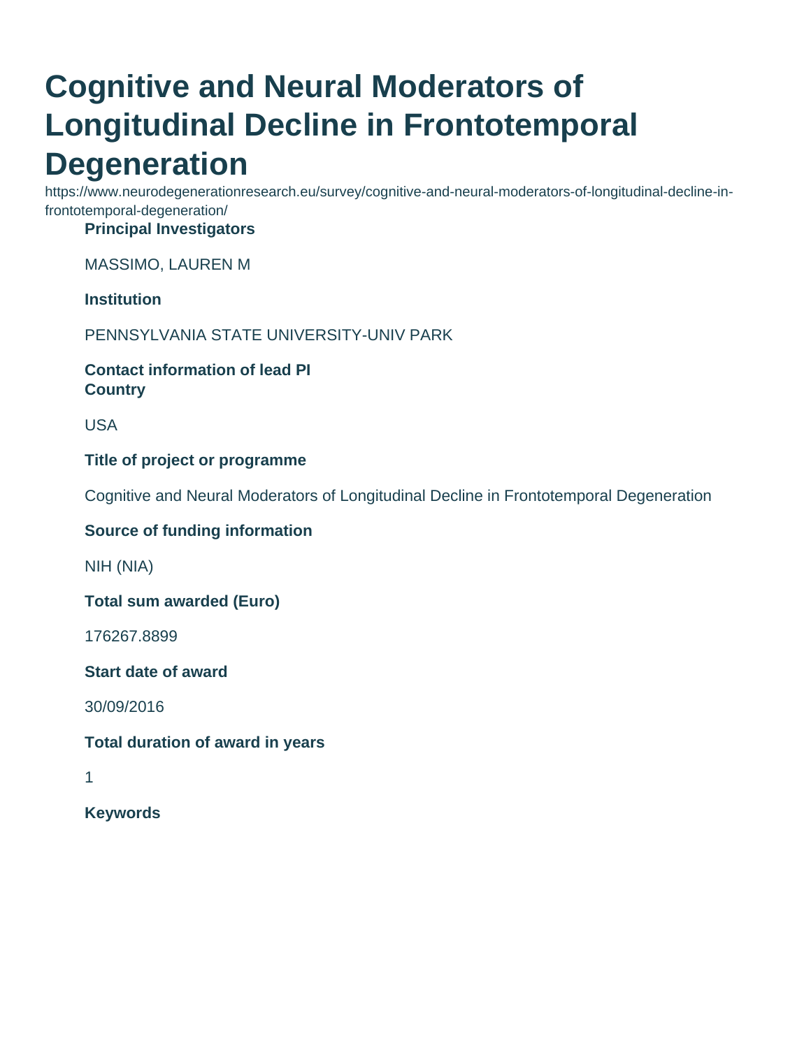# Cognitive and Neural Moderators of Longitudinal Decline in Frontotemporal Degeneration

https://www.neurodegenerationresearch.eu/survey/cognitive-and-neural-moderators-of-longitudinal-decline-in-frontotemporal-degeneration/

**Principal Investigators**

MASSIMO, LAUREN M

**Institution**

PENNSYLVANIA STATE UNIVERSITY-UNIV PARK

**Contact information of lead PI**

**Country**

USA

**Title of project or programme**

Cognitive and Neural Moderators of Longitudinal Decline in Frontotemporal Degeneration

**Source of funding information**

NIH (NIA)

**Total sum awarded (Euro)**

176267.8899

**Start date of award**

30/09/2016

**Total duration of award in years**

1

**Keywords**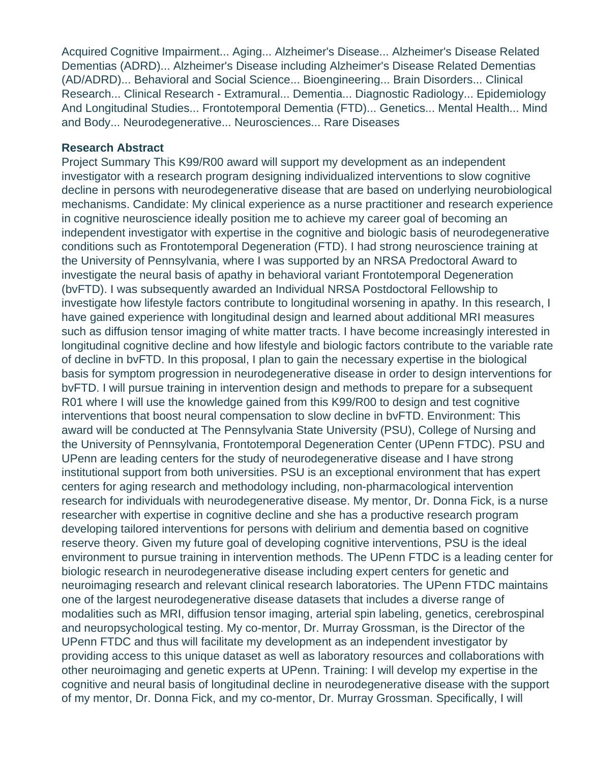Acquired Cognitive Impairment... Aging... Alzheimer's Disease... Alzheimer's Disease Related Dementias (ADRD)... Alzheimer's Disease including Alzheimer's Disease Related Dementias (AD/ADRD)... Behavioral and Social Science... Bioengineering... Brain Disorders... Clinical Research... Clinical Research - Extramural... Dementia... Diagnostic Radiology... Epidemiology And Longitudinal Studies... Frontotemporal Dementia (FTD)... Genetics... Mental Health... Mind and Body... Neurodegenerative... Neurosciences... Rare Diseases

**Research Abstract**

Project Summary This K99/R00 award will support my development as an independent investigator with a research program designing individualized interventions to slow cognitive decline in persons with neurodegenerative disease that are based on underlying neurobiological mechanisms. Candidate: My clinical experience as a nurse practitioner and research experience in cognitive neuroscience ideally position me to achieve my career goal of becoming an independent investigator with expertise in the cognitive and biologic basis of neurodegenerative conditions such as Frontotemporal Degeneration (FTD). I had strong neuroscience training at the University of Pennsylvania, where I was supported by an NRSA Predoctoral Award to investigate the neural basis of apathy in behavioral variant Frontotemporal Degeneration (bvFTD). I was subsequently awarded an Individual NRSA Postdoctoral Fellowship to investigate how lifestyle factors contribute to longitudinal worsening in apathy. In this research, I have gained experience with longitudinal design and learned about additional MRI measures such as diffusion tensor imaging of white matter tracts. I have become increasingly interested in longitudinal cognitive decline and how lifestyle and biologic factors contribute to the variable rate of decline in bvFTD. In this proposal, I plan to gain the necessary expertise in the biological basis for symptom progression in neurodegenerative disease in order to design interventions for bvFTD. I will pursue training in intervention design and methods to prepare for a subsequent R01 where I will use the knowledge gained from this K99/R00 to design and test cognitive interventions that boost neural compensation to slow decline in bvFTD. Environment: This award will be conducted at The Pennsylvania State University (PSU), College of Nursing and the University of Pennsylvania, Frontotemporal Degeneration Center (UPenn FTDC). PSU and UPenn are leading centers for the study of neurodegenerative disease and I have strong institutional support from both universities. PSU is an exceptional environment that has expert centers for aging research and methodology including, non-pharmacological intervention research for individuals with neurodegenerative disease. My mentor, Dr. Donna Fick, is a nurse researcher with expertise in cognitive decline and she has a productive research program developing tailored interventions for persons with delirium and dementia based on cognitive reserve theory. Given my future goal of developing cognitive interventions, PSU is the ideal environment to pursue training in intervention methods. The UPenn FTDC is a leading center for biologic research in neurodegenerative disease including expert centers for genetic and neuroimaging research and relevant clinical research laboratories. The UPenn FTDC maintains one of the largest neurodegenerative disease datasets that includes a diverse range of modalities such as MRI, diffusion tensor imaging, arterial spin labeling, genetics, cerebrospinal and neuropsychological testing. My co-mentor, Dr. Murray Grossman, is the Director of the UPenn FTDC and thus will facilitate my development as an independent investigator by providing access to this unique dataset as well as laboratory resources and collaborations with other neuroimaging and genetic experts at UPenn. Training: I will develop my expertise in the cognitive and neural basis of longitudinal decline in neurodegenerative disease with the support of my mentor, Dr. Donna Fick, and my co-mentor, Dr. Murray Grossman. Specifically, I will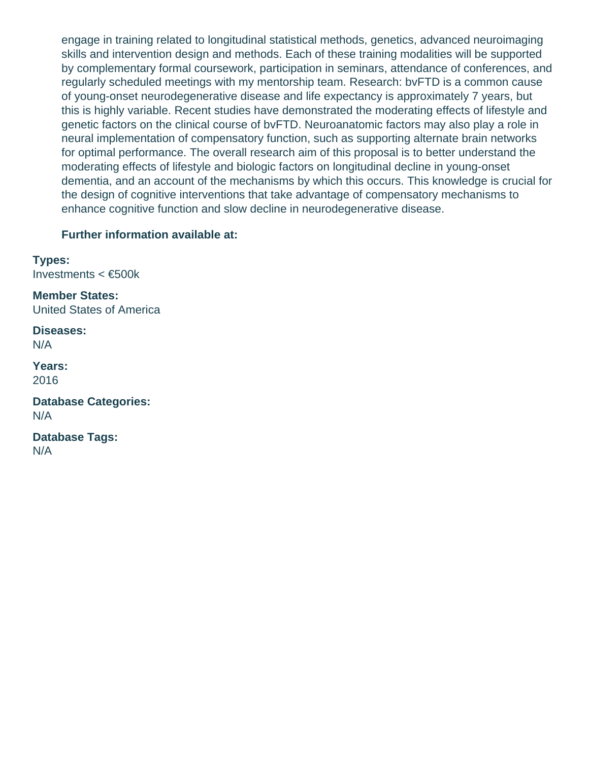engage in training related to longitudinal statistical methods, genetics, advanced neuroimaging skills and intervention design and methods. Each of these training modalities will be supported by complementary formal coursework, participation in seminars, attendance of conferences, and regularly scheduled meetings with my mentorship team. Research: bvFTD is a common cause of young-onset neurodegenerative disease and life expectancy is approximately 7 years, but this is highly variable. Recent studies have demonstrated the moderating effects of lifestyle and genetic factors on the clinical course of bvFTD. Neuroanatomic factors may also play a role in neural implementation of compensatory function, such as supporting alternate brain networks for optimal performance. The overall research aim of this proposal is to better understand the moderating effects of lifestyle and biologic factors on longitudinal decline in young-onset dementia, and an account of the mechanisms by which this occurs. This knowledge is crucial for the design of cognitive interventions that take advantage of compensatory mechanisms to enhance cognitive function and slow decline in neurodegenerative disease.

**Further information available at:**

**Types:**
Investments < €500k

**Member States:**
United States of America

**Diseases:**
N/A

**Years:**
2016

**Database Categories:**
N/A

**Database Tags:**
N/A